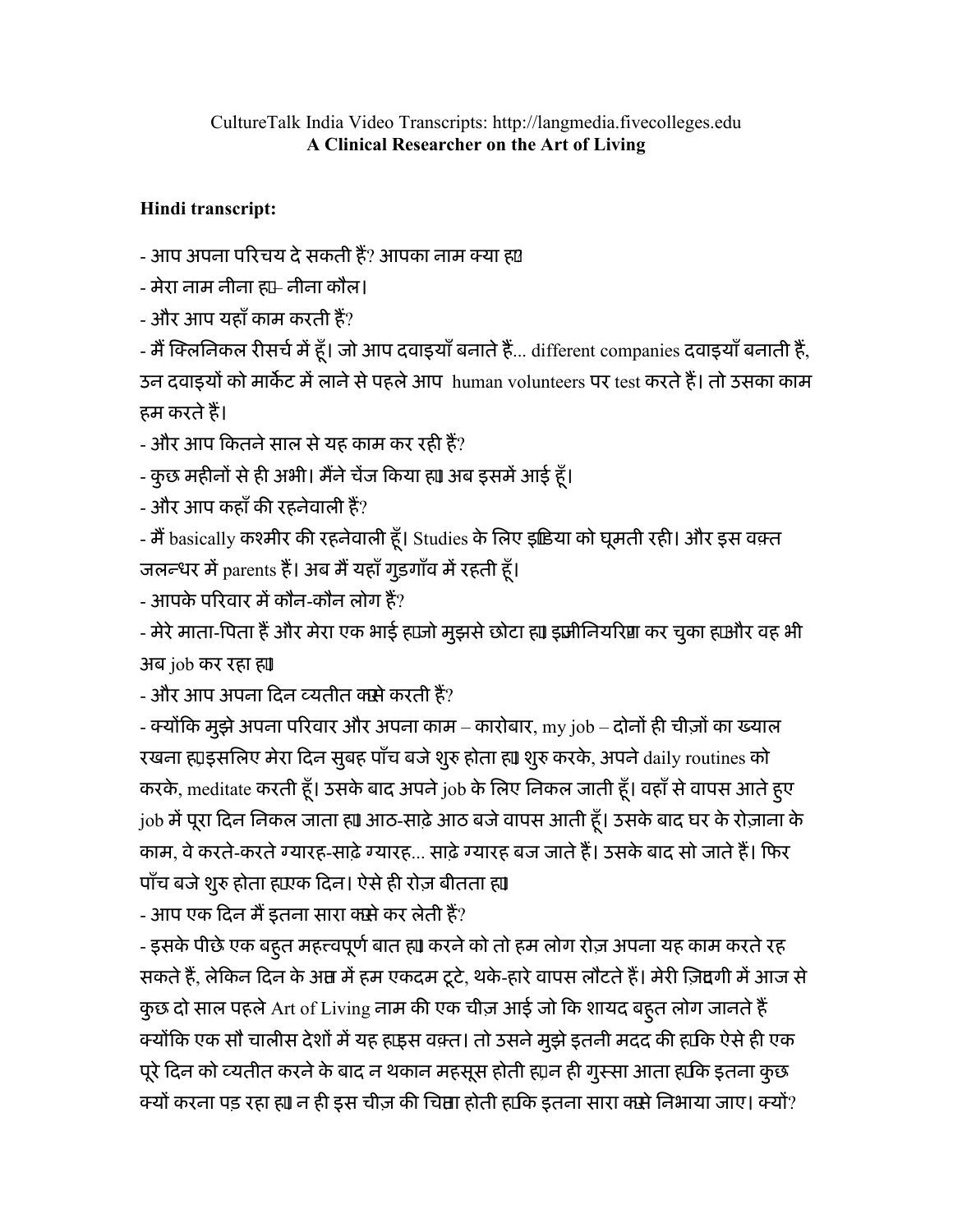CultureTalk India Video Transcripts: http://langmedia.fivecolleges.edu

**A Clinical Researcher on the Art of Living**

**Hindi transcript:**

- आप अपना परिचय दे सकती हैं? आपका नाम क्या है?

- मेरा नाम नीना है – नीना कौल।

- और आप यहाँ काम करती हैं?

- मैं क्लिनिकल रीसर्च में हूँ। जो आप दवाइयाँ बनाते हैं... different companies दवाइयाँ बनाती हैं, उन दवाइयों को मार्केट में लाने से पहले आप human volunteers पर test करते हैं। तो उसका काम हम करते हैं।

- और आप कितने साल से यह काम कर रही हैं?

- कुछ महीनों से ही अभी। मैंने चेंज किया है। अब इसमें आई हूँ।

- और आप कहाँ की रहनेवाली हैं?

- मैं basically कश्मीर की रहनेवाली हूँ। Studies के लिए इंडिया को घूमती रही। और इस वक़्त जलन्धर में parents हैं। अब मैं यहाँ गुडगाँव में रहती हूँ।

- आपके परिवार में कौन-कौन लोग हैं?

- मेरे माता-पिता हैं और मेरा एक भाई है जो मुझसे छोटा है। इंजीनियरिंग कर चुका है और वह भी अब job कर रहा है।

- और आप अपना दिन व्यतीत कैसे करती हैं?

- क्योंकि मुझे अपना परिवार और अपना काम – कारोबार, my job – दोनों ही चीज़ों का ख्याल रखना है, इसलिए मेरा दिन सुबह पाँच बजे शुरु होता है। शुरु करके, अपने daily routines को करके, meditate करती हूँ। उसके बाद अपने job के लिए निकल जाती हूँ। वहाँ से वापस आते हुए job में पूरा दिन निकल जाता है। आठ-साढ़े आठ बजे वापस आती हूँ। उसके बाद घर के रोज़ाना के काम, वे करते-करते ग्यारह-साढ़े ग्यारह... साढ़े ग्यारह बज जाते हैं। उसके बाद सो जाते हैं। फिर पाँच बजे शुरु होता है एक दिन। ऐसे ही रोज़ बीतता है।

- आप एक दिन में इतना सारा कैसे कर लेती हैं?

- इसके पीछे एक बहुत महत्त्वपूर्ण बात है। करने को तो हम लोग रोज़ अपना यह काम करते रह सकते हैं, लेकिन दिन के अन्त में हम एकदम टूटे, थके-हारे वापस लौटते हैं। मेरी ज़िन्दगी में आज से कुछ दो साल पहले Art of Living नाम की एक चीज़ आई जो कि शायद बहुत लोग जानते हैं क्योंकि एक सौ चालीस देशों में यह है इस वक़्त। तो उसने मुझे इतनी मदद की है कि ऐसे ही एक पूरे दिन को व्यतीत करने के बाद न थकान महसूस होती है, न ही गुस्सा आता है कि इतना कुछ क्यों करना पड़ रहा है। न ही इस चीज़ की चिन्ता होती है कि इतना सारा कैसे निभाया जाए। क्यों?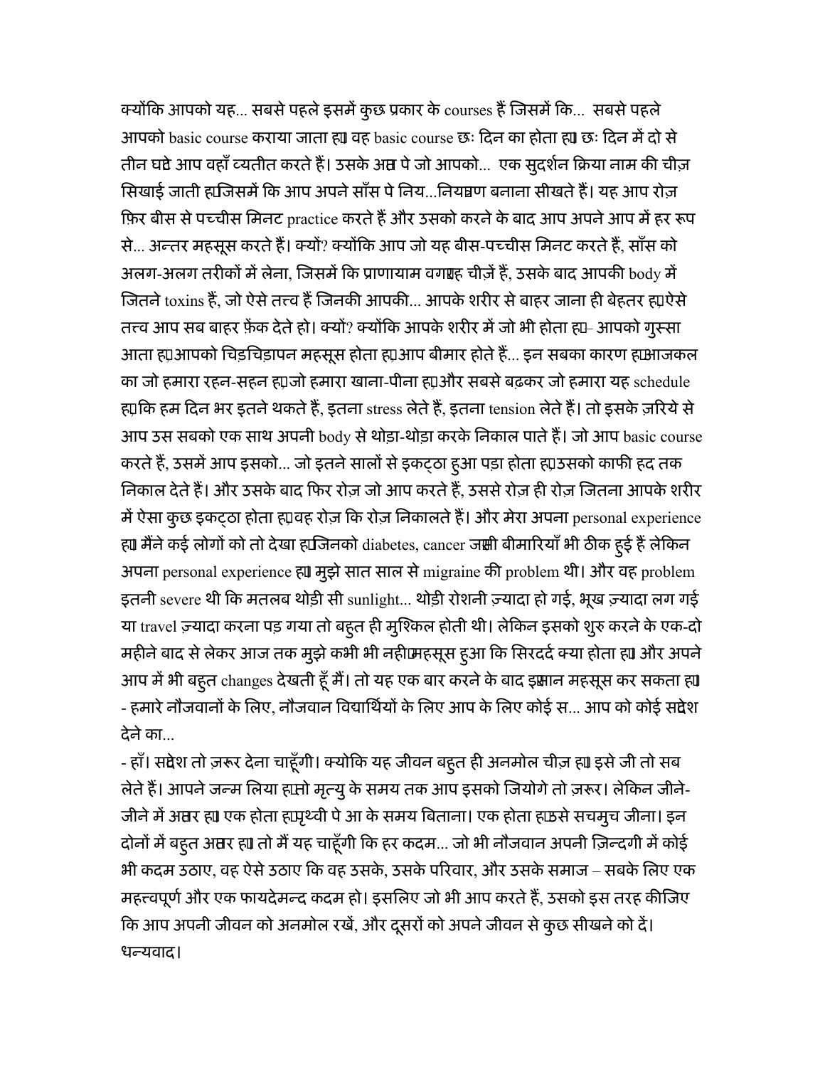क्योंकि आपको यह... सबसे पहले इसमें कुछ प्रकार के courses हैं जिसमें कि... सबसे पहले आपको basic course कराया जाता है। वह basic course छः दिन का होता है। छः दिन में दो से तीन घंटे आप वहाँ व्यतीत करते हैं। उसके अंत पे जो आपको... एक सुदर्शन क्रिया नाम की चीज़ सिखाई जाती है, जिसमें कि आप अपने साँस पे निय...नियंत्रण बनाना सीखते हैं। यह आप रोज़ फ़िर बीस से पच्चीस मिनट practice करते हैं और उसको करने के बाद आप अपने आप में हर रूप से... अन्तर महसूस करते हैं। क्यों? क्योंकि आप जो यह बीस-पच्चीस मिनट करते हैं, साँस को अलग-अलग तरीकों में लेना, जिसमें कि प्राणायाम वगैरह चीज़ें हैं, उसके बाद आपकी body में जितने toxins हैं, जो ऐसे तत्त्व हैं जिनकी आपकी... आपके शरीर से बाहर जाना ही बेहतर है, ऐसे तत्त्व आप सब बाहर फ़ेंक देते हो। क्यों? क्योंकि आपके शरीर में जो भी होता है – आपको गुस्सा आता है, आपको चिड़चिड़ापन महसूस होता है, आप बीमार होते हैं... इन सबका कारण है आजकल का जो हमारा रहन-सहन है, जो हमारा खाना-पीना है, और सबसे बढ़कर जो हमारा यह schedule है, कि हम दिन भर इतने थकते हैं, इतना stress लेते हैं, इतना tension लेते हैं। तो इसके ज़रिये से आप उस सबको एक साथ अपनी body से थोड़ा-थोड़ा करके निकाल पाते हैं। जो आप basic course करते हैं, उसमें आप इसको... जो इतने सालों से इकट्ठा हुआ पड़ा होता है, उसको काफी हद तक निकाल देते हैं। और उसके बाद फिर रोज़ जो आप करते हैं, उससे रोज़ ही रोज़ जितना आपके शरीर में ऐसा कुछ इकट्ठा होता है, वह रोज़ कि रोज़ निकालते हैं। और मेरा अपना personal experience है। मैंने कई लोगों को तो देखा है जिनको diabetes, cancer जैसी बीमारियाँ भी ठीक हुई हैं लेकिन अपना personal experience है। मुझे सात साल से migraine की problem थी। और वह problem इतनी severe थी कि मतलब थोड़ी सी sunlight... थोड़ी रोशनी ज़्यादा हो गई, भूख ज़्यादा लग गई या travel ज़्यादा करना पड़ गया तो बहुत ही मुश्किल होती थी। लेकिन इसको शुरु करने के एक-दो महीने बाद से लेकर आज तक मुझे कभी भी नहीं महसूस हुआ कि सिरदर्द क्या होता है। और अपने आप में भी बहुत changes देखती हूँ मैं। तो यह एक बार करने के बाद इंसान महसूस कर सकता है।

- हमारे नौजवानों के लिए, नौजवान विद्यार्थियों के लिए आप के लिए कोई स... आप को कोई संदेश देने का...

- हाँ। संदेश तो ज़रूर देना चाहूँगी। क्योकि यह जीवन बहुत ही अनमोल चीज़ है। इसे जी तो सब लेते हैं। आपने जन्म लिया है, तो मृत्यु के समय तक आप इसको जियोगे तो ज़रूर। लेकिन जीने-जीने में अंतर है। एक होता है, पृथ्वी पे आ के समय बिताना। एक होता है उसे सचमुच जीना। इन दोनों में बहुत अंतर है। तो मैं यह चाहूँगी कि हर कदम... जो भी नौजवान अपनी ज़िन्दगी में कोई भी कदम उठाए, वह ऐसे उठाए कि वह उसके, उसके परिवार, और उसके समाज – सबके लिए एक महत्त्वपूर्ण और एक फायदेमन्द कदम हो। इसलिए जो भी आप करते हैं, उसको इस तरह कीजिए कि आप अपनी जीवन को अनमोल रखें, और दूसरों को अपने जीवन से कुछ सीखने को दें। धन्यवाद।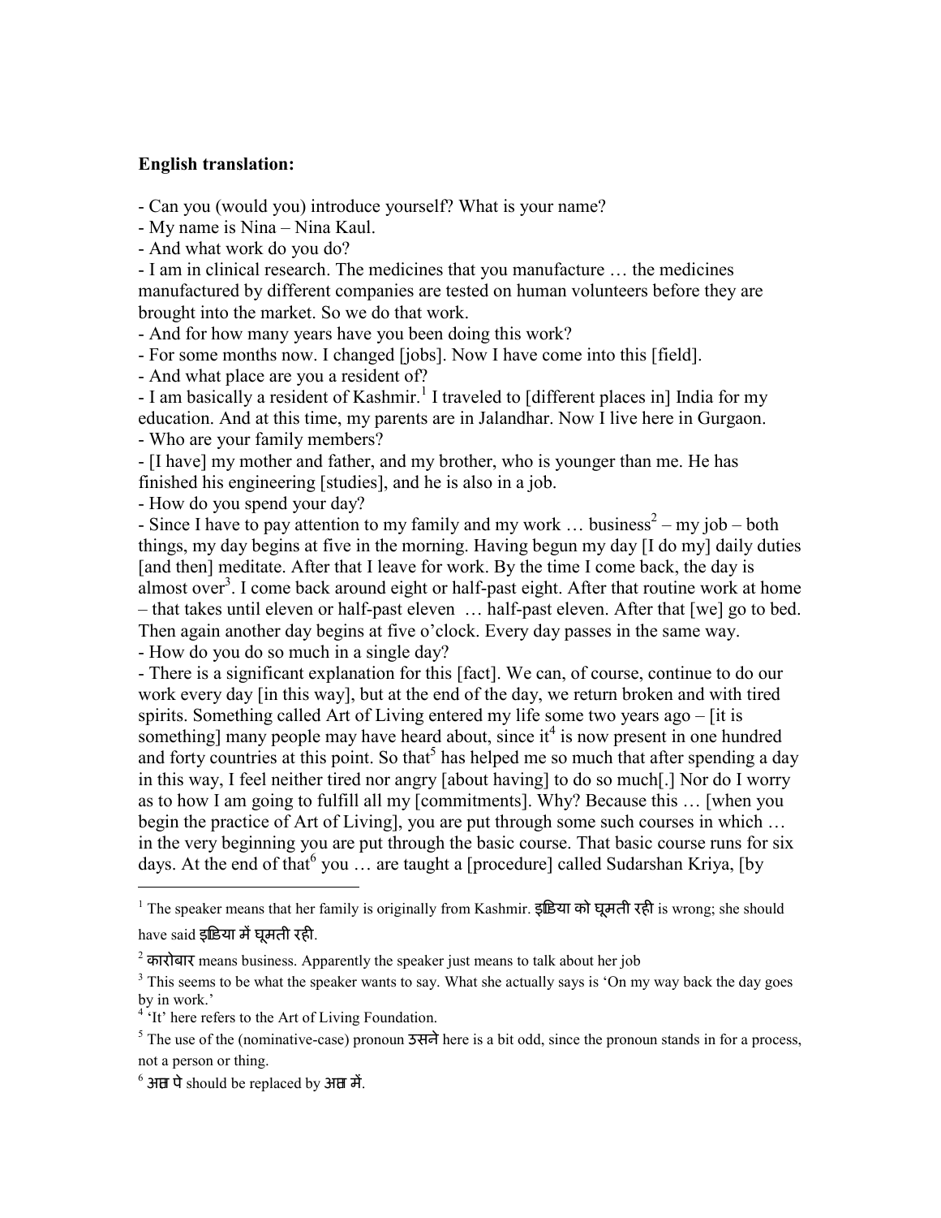**English translation:**

- Can you (would you) introduce yourself? What is your name?
- My name is Nina – Nina Kaul.
- And what work do you do?
- I am in clinical research. The medicines that you manufacture … the medicines manufactured by different companies are tested on human volunteers before they are brought into the market. So we do that work.
- And for how many years have you been doing this work?
- For some months now. I changed [jobs]. Now I have come into this [field].
- And what place are you a resident of?
- I am basically a resident of Kashmir.[1] I traveled to [different places in] India for my education. And at this time, my parents are in Jalandhar. Now I live here in Gurgaon.
- Who are your family members?
- [I have] my mother and father, and my brother, who is younger than me. He has finished his engineering [studies], and he is also in a job.
- How do you spend your day?
- Since I have to pay attention to my family and my work … business[2] – my job – both things, my day begins at five in the morning. Having begun my day [I do my] daily duties [and then] meditate. After that I leave for work. By the time I come back, the day is almost over[3]. I come back around eight or half-past eight. After that routine work at home – that takes until eleven or half-past eleven … half-past eleven. After that [we] go to bed. Then again another day begins at five o'clock. Every day passes in the same way.
- How do you do so much in a single day?
- There is a significant explanation for this [fact]. We can, of course, continue to do our work every day [in this way], but at the end of the day, we return broken and with tired spirits. Something called Art of Living entered my life some two years ago – [it is something] many people may have heard about, since it[4] is now present in one hundred and forty countries at this point. So that[5] has helped me so much that after spending a day in this way, I feel neither tired nor angry [about having] to do so much[.] Nor do I worry as to how I am going to fulfill all my [commitments]. Why? Because this … [when you begin the practice of Art of Living], you are put through some such courses in which … in the very beginning you are put through the basic course. That basic course runs for six days. At the end of that[6] you … are taught a [procedure] called Sudarshan Kriya, [by

---

[1] The speaker means that her family is originally from Kashmir. इंडिया को घूमती रही is wrong; she should have said इंडिया में घूमती रही.

[2] कारोबार means business. Apparently the speaker just means to talk about her job

[3] This seems to be what the speaker wants to say. What she actually says is 'On my way back the day goes by in work.'

[4] 'It' here refers to the Art of Living Foundation.

[5] The use of the (nominative-case) pronoun उसने here is a bit odd, since the pronoun stands in for a process, not a person or thing.

[6] अंत पे should be replaced by अंत में.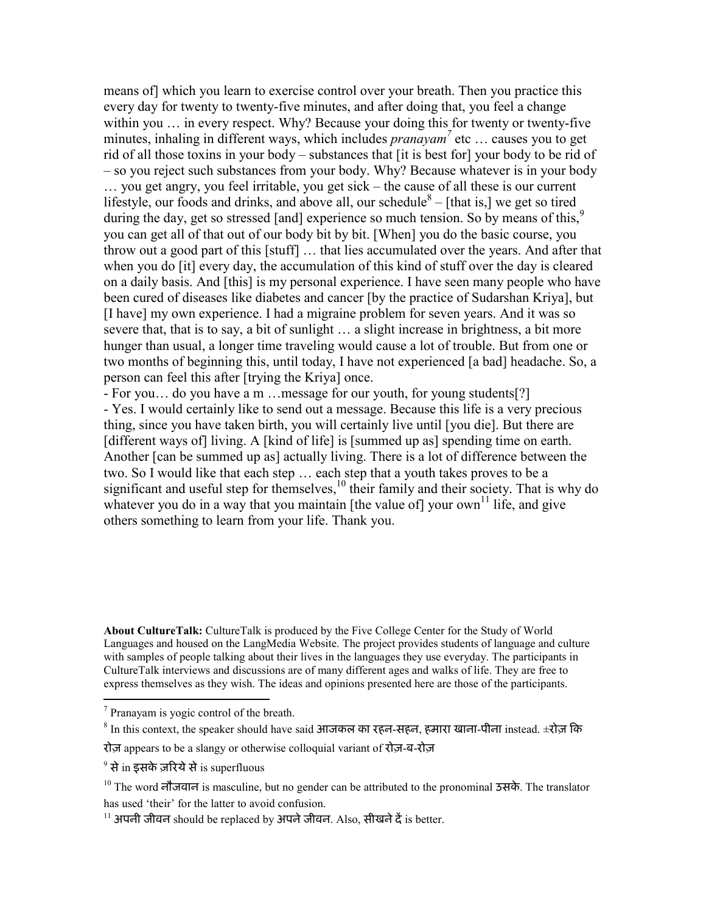means of] which you learn to exercise control over your breath. Then you practice this every day for twenty to twenty-five minutes, and after doing that, you feel a change within you … in every respect. Why? Because your doing this for twenty or twenty-five minutes, inhaling in different ways, which includes *pranayam*[7] etc … causes you to get rid of all those toxins in your body – substances that [it is best for] your body to be rid of – so you reject such substances from your body. Why? Because whatever is in your body … you get angry, you feel irritable, you get sick – the cause of all these is our current lifestyle, our foods and drinks, and above all, our schedule[8] – [that is,] we get so tired during the day, get so stressed [and] experience so much tension. So by means of this,[9] you can get all of that out of our body bit by bit. [When] you do the basic course, you throw out a good part of this [stuff] … that lies accumulated over the years. And after that when you do [it] every day, the accumulation of this kind of stuff over the day is cleared on a daily basis. And [this] is my personal experience. I have seen many people who have been cured of diseases like diabetes and cancer [by the practice of Sudarshan Kriya], but [I have] my own experience. I had a migraine problem for seven years. And it was so severe that, that is to say, a bit of sunlight … a slight increase in brightness, a bit more hunger than usual, a longer time traveling would cause a lot of trouble. But from one or two months of beginning this, until today, I have not experienced [a bad] headache. So, a person can feel this after [trying the Kriya] once.

- For you… do you have a m …message for our youth, for young students[?]
- Yes. I would certainly like to send out a message. Because this life is a very precious thing, since you have taken birth, you will certainly live until [you die]. But there are [different ways of] living. A [kind of life] is [summed up as] spending time on earth. Another [can be summed up as] actually living. There is a lot of difference between the two. So I would like that each step … each step that a youth takes proves to be a significant and useful step for themselves,[10] their family and their society. That is why do whatever you do in a way that you maintain [the value of] your own[11] life, and give others something to learn from your life. Thank you.

**About CultureTalk:** CultureTalk is produced by the Five College Center for the Study of World Languages and housed on the LangMedia Website. The project provides students of language and culture with samples of people talking about their lives in the languages they use everyday. The participants in CultureTalk interviews and discussions are of many different ages and walks of life. They are free to express themselves as they wish. The ideas and opinions presented here are those of the participants.

---

[7] Pranayam is yogic control of the breath.

[8] In this context, the speaker should have said आजकल का रहन-सहन, हमारा खाना-पीना instead. ±रोज़ कि रोज़ appears to be a slangy or otherwise colloquial variant of रोज़-ब-रोज़

[9] से in इसके ज़रिये से is superfluous

[10] The word नौजवान is masculine, but no gender can be attributed to the pronominal उसके. The translator has used 'their' for the latter to avoid confusion.

[11] अपनी जीवन should be replaced by अपने जीवन. Also, सीखने दें is better.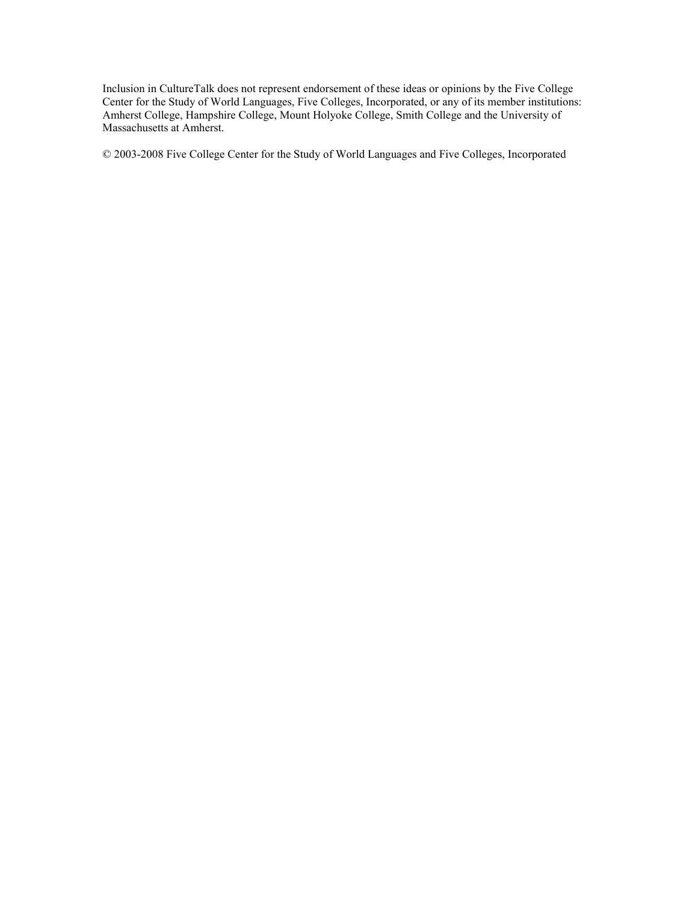Inclusion in CultureTalk does not represent endorsement of these ideas or opinions by the Five College Center for the Study of World Languages, Five Colleges, Incorporated, or any of its member institutions: Amherst College, Hampshire College, Mount Holyoke College, Smith College and the University of Massachusetts at Amherst.

© 2003-2008 Five College Center for the Study of World Languages and Five Colleges, Incorporated